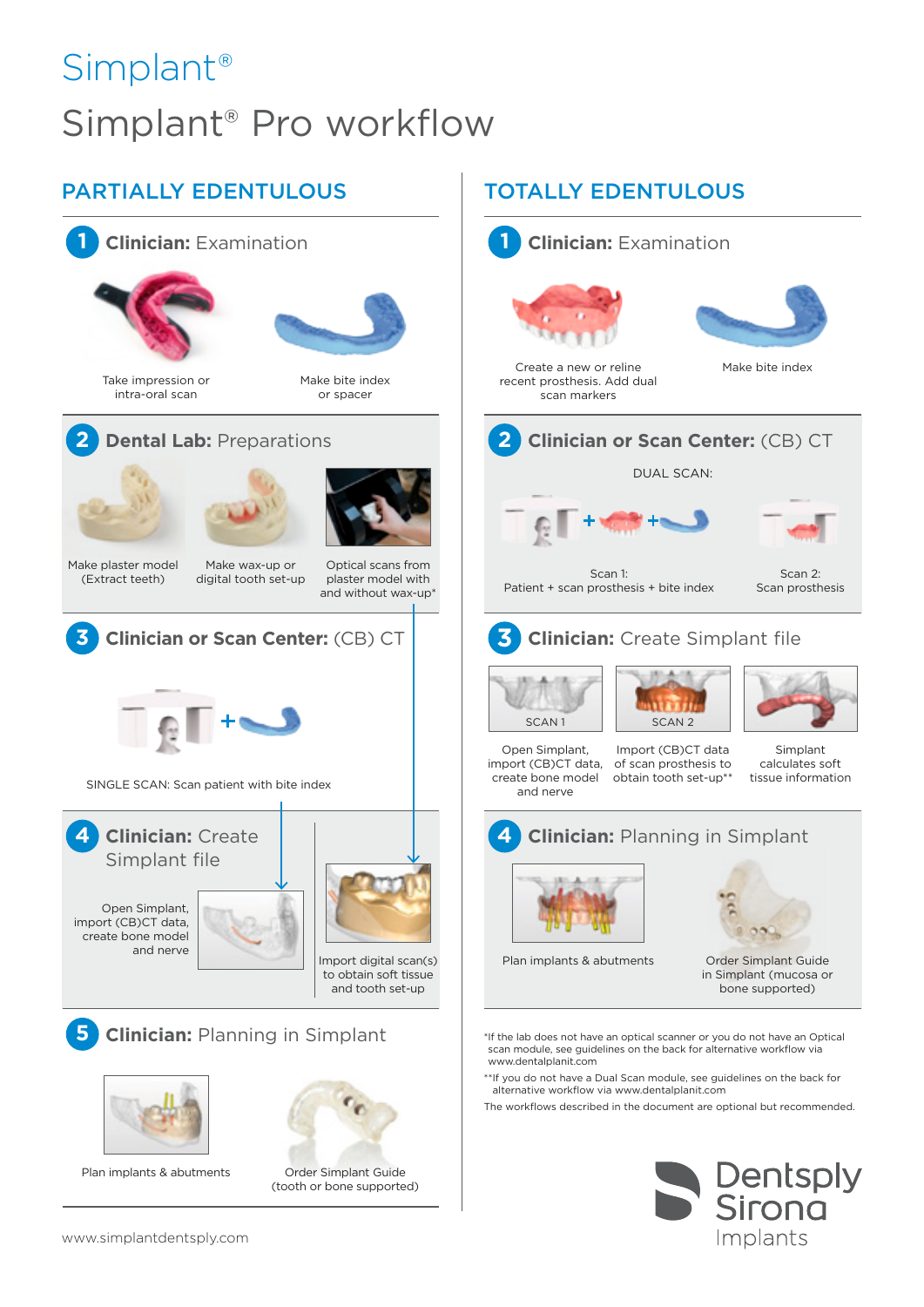# Simplant®

# Simplant® Pro workflow

## PARTIALLY EDENTULOUS

### 1 Clinician: Examination

Take impression or intra-oral scan

Make bite index or spacer

### 2 Dental Lab: Preparations

Make plaster model (Extract teeth)

Make wax-up or digital tooth set-up

Optical scans from plaster model with and without wax-up*

### 3 Clinician or Scan Center: (CB) CT

SINGLE SCAN: Scan patient with bite index

### 4 Clinician: Create Simplant file

Open Simplant, import (CB)CT data, create bone model and nerve

Import digital scan(s) to obtain soft tissue and tooth set-up

### 5 Clinician: Planning in Simplant

Plan implants & abutments

Order Simplant Guide (tooth or bone supported)

## TOTALLY EDENTULOUS

### 1 Clinician: Examination

Create a new or reline recent prosthesis. Add dual scan markers

Make bite index

### 2 Clinician or Scan Center: (CB) CT

DUAL SCAN:

Scan 1: Patient + scan prosthesis + bite index

Scan 2: Scan prosthesis

### 3 Clinician: Create Simplant file

SCAN 1

SCAN 2

Open Simplant, import (CB)CT data, create bone model and nerve

Import (CB)CT data of scan prosthesis to obtain tooth set-up**

Simplant calculates soft tissue information

### 4 Clinician: Planning in Simplant

Plan implants & abutments

Order Simplant Guide in Simplant (mucosa or bone supported)

*If the lab does not have an optical scanner or you do not have an Optical scan module, see guidelines on the back for alternative workflow via www.dentalplanit.com

**If you do not have a Dual Scan module, see guidelines on the back for alternative workflow via www.dentalplanit.com

The workflows described in the document are optional but recommended.

www.simplantdentsply.com

Dentsply Sirona Implants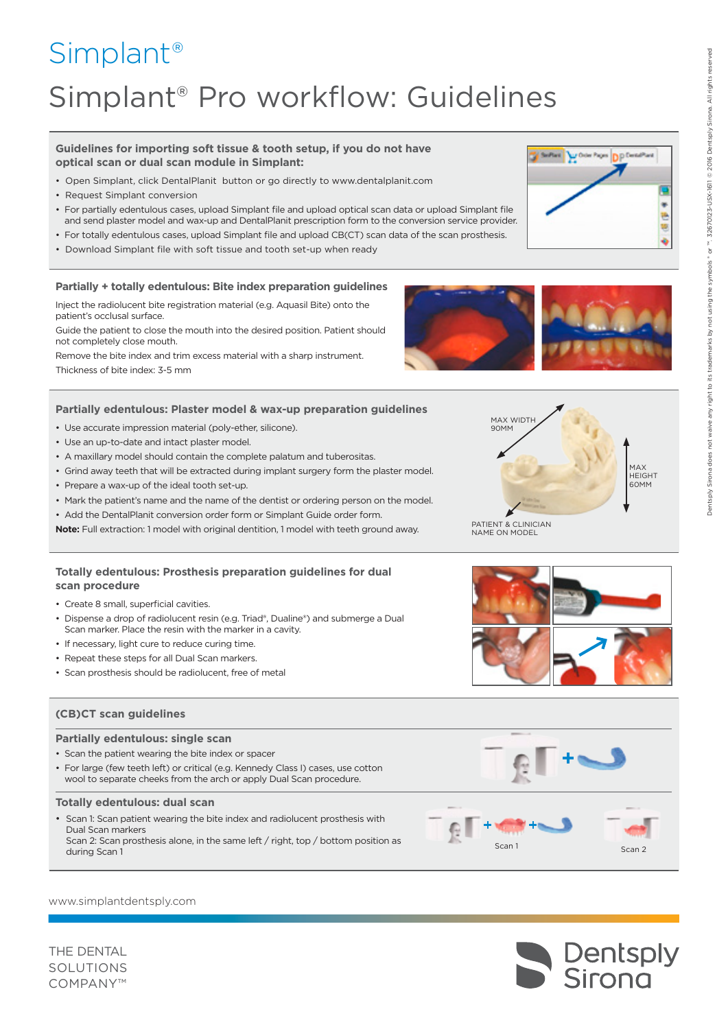# Simplant®

# Simplant® Pro workflow: Guidelines

### Guidelines for importing soft tissue & tooth setup, if you do not have optical scan or dual scan module in Simplant:

- Open Simplant, click DentalPlanit button or go directly to www.dentalplanit.com
- Request Simplant conversion
- For partially edentulous cases, upload Simplant file and upload optical scan data or upload Simplant file and send plaster model and wax-up and DentalPlanit prescription form to the conversion service provider.
- For totally edentulous cases, upload Simplant file and upload CB(CT) scan data of the scan prosthesis.
- Download Simplant file with soft tissue and tooth set-up when ready

### Partially + totally edentulous: Bite index preparation guidelines

Inject the radiolucent bite registration material (e.g. Aquasil Bite) onto the patient's occlusal surface.

Guide the patient to close the mouth into the desired position. Patient should not completely close mouth.

Remove the bite index and trim excess material with a sharp instrument.

Thickness of bite index: 3-5 mm

### Partially edentulous: Plaster model & wax-up preparation guidelines

- Use accurate impression material (poly-ether, silicone).
- Use an up-to-date and intact plaster model.
- A maxillary model should contain the complete palatum and tuberositas.
- Grind away teeth that will be extracted during implant surgery form the plaster model.
- Prepare a wax-up of the ideal tooth set-up.
- Mark the patient's name and the name of the dentist or ordering person on the model.
- Add the DentalPlanit conversion order form or Simplant Guide order form.

**Note:** Full extraction: 1 model with original dentition, 1 model with teeth ground away.

MAX WIDTH 90MM

MAX HEIGHT 60MM

PATIENT & CLINICIAN NAME ON MODEL

### Totally edentulous: Prosthesis preparation guidelines for dual scan procedure

- Create 8 small, superficial cavities.
- Dispense a drop of radiolucent resin (e.g. Triad®, Dualine®) and submerge a Dual Scan marker. Place the resin with the marker in a cavity.
- If necessary, light cure to reduce curing time.
- Repeat these steps for all Dual Scan markers.
- Scan prosthesis should be radiolucent, free of metal

### (CB)CT scan guidelines

#### Partially edentulous: single scan

- Scan the patient wearing the bite index or spacer
- For large (few teeth left) or critical (e.g. Kennedy Class I) cases, use cotton wool to separate cheeks from the arch or apply Dual Scan procedure.

#### Totally edentulous: dual scan

- Scan 1: Scan patient wearing the bite index and radiolucent prosthesis with Dual Scan markers
  Scan 2: Scan prosthesis alone, in the same left / right, top / bottom position as during Scan 1

Scan 1

Scan 2

www.simplantdentsply.com

THE DENTAL SOLUTIONS COMPANY™

Dentsply Sirona

Dentsply Sirona does not waive any right to its trademarks by not using the symbols ® or ™. 32670123-USX-1611 © 2016 Dentsply Sirona. All rights reserved